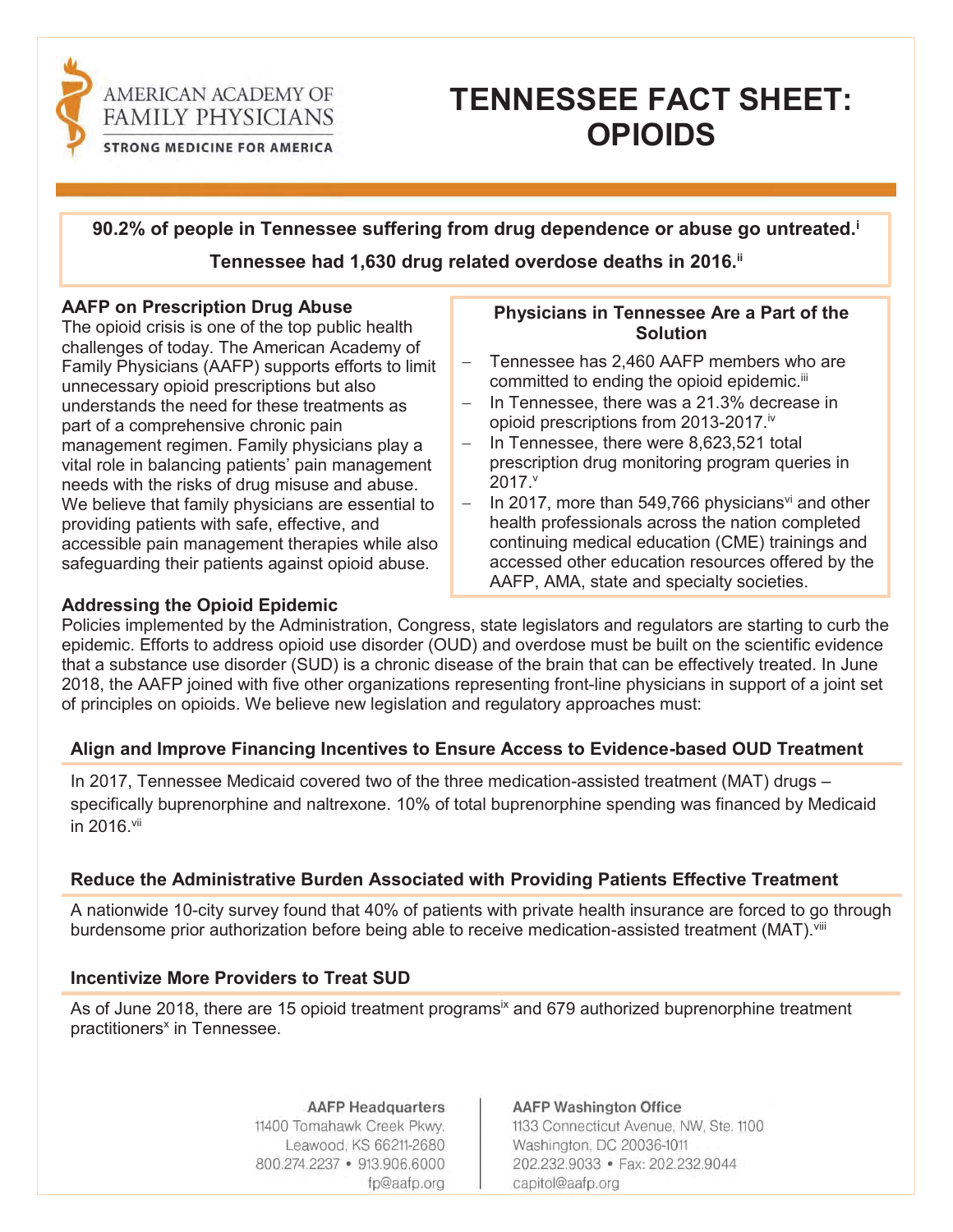AMERICAN ACADEMY OF FAMILY PHYSICIANS

STRONG MEDICINE FOR AMERICA

# TENNESSEE FACT SHEET: OPIOIDS

**90.2% of people in Tennessee suffering from drug dependence or abuse go untreated.[i]**

**Tennessee had 1,630 drug related overdose deaths in 2016.[ii]**

### AAFP on Prescription Drug Abuse

The opioid crisis is one of the top public health challenges of today. The American Academy of Family Physicians (AAFP) supports efforts to limit unnecessary opioid prescriptions but also understands the need for these treatments as part of a comprehensive chronic pain management regimen. Family physicians play a vital role in balancing patients' pain management needs with the risks of drug misuse and abuse. We believe that family physicians are essential to providing patients with safe, effective, and accessible pain management therapies while also safeguarding their patients against opioid abuse.

### Physicians in Tennessee Are a Part of the Solution

- Tennessee has 2,460 AAFP members who are committed to ending the opioid epidemic.[iii]
- In Tennessee, there was a 21.3% decrease in opioid prescriptions from 2013-2017.[iv]
- In Tennessee, there were 8,623,521 total prescription drug monitoring program queries in 2017.[v]
- In 2017, more than 549,766 physicians[vi] and other health professionals across the nation completed continuing medical education (CME) trainings and accessed other education resources offered by the AAFP, AMA, state and specialty societies.

### Addressing the Opioid Epidemic

Policies implemented by the Administration, Congress, state legislators and regulators are starting to curb the epidemic. Efforts to address opioid use disorder (OUD) and overdose must be built on the scientific evidence that a substance use disorder (SUD) is a chronic disease of the brain that can be effectively treated. In June 2018, the AAFP joined with five other organizations representing front-line physicians in support of a joint set of principles on opioids. We believe new legislation and regulatory approaches must:

### Align and Improve Financing Incentives to Ensure Access to Evidence-based OUD Treatment

In 2017, Tennessee Medicaid covered two of the three medication-assisted treatment (MAT) drugs – specifically buprenorphine and naltrexone. 10% of total buprenorphine spending was financed by Medicaid in 2016.[vii]

### Reduce the Administrative Burden Associated with Providing Patients Effective Treatment

A nationwide 10-city survey found that 40% of patients with private health insurance are forced to go through burdensome prior authorization before being able to receive medication-assisted treatment (MAT).[viii]

### Incentivize More Providers to Treat SUD

As of June 2018, there are 15 opioid treatment programs[ix] and 679 authorized buprenorphine treatment practitioners[x] in Tennessee.

**AAFP Headquarters**
11400 Tomahawk Creek Pkwy.
Leawood, KS 66211-2680
800.274.2237 • 913.906.6000
fp@aafp.org

**AAFP Washington Office**
1133 Connecticut Avenue, NW, Ste. 1100
Washington, DC 20036-1011
202.232.9033 • Fax: 202.232.9044
capitol@aafp.org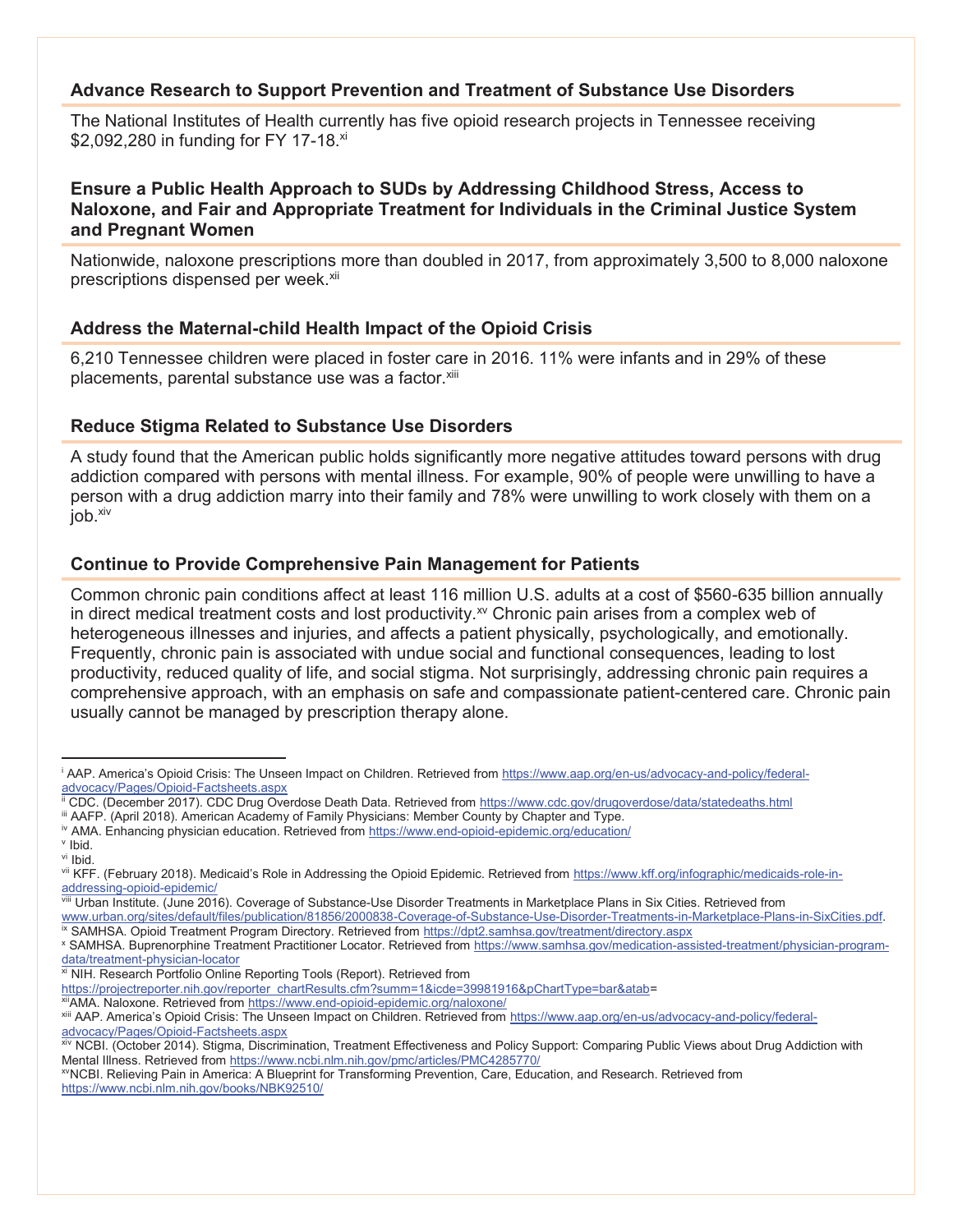### Advance Research to Support Prevention and Treatment of Substance Use Disorders

The National Institutes of Health currently has five opioid research projects in Tennessee receiving $2,092,280 in funding for FY 17-18.[xi]

### Ensure a Public Health Approach to SUDs by Addressing Childhood Stress, Access to Naloxone, and Fair and Appropriate Treatment for Individuals in the Criminal Justice System and Pregnant Women

Nationwide, naloxone prescriptions more than doubled in 2017, from approximately 3,500 to 8,000 naloxone prescriptions dispensed per week.[xii]

### Address the Maternal-child Health Impact of the Opioid Crisis

6,210 Tennessee children were placed in foster care in 2016. 11% were infants and in 29% of these placements, parental substance use was a factor.[xiii]

### Reduce Stigma Related to Substance Use Disorders

A study found that the American public holds significantly more negative attitudes toward persons with drug addiction compared with persons with mental illness. For example, 90% of people were unwilling to have a person with a drug addiction marry into their family and 78% were unwilling to work closely with them on a job.[xiv]

### Continue to Provide Comprehensive Pain Management for Patients

Common chronic pain conditions affect at least 116 million U.S. adults at a cost of $560-635 billion annually in direct medical treatment costs and lost productivity.[xv] Chronic pain arises from a complex web of heterogeneous illnesses and injuries, and affects a patient physically, psychologically, and emotionally. Frequently, chronic pain is associated with undue social and functional consequences, leading to lost productivity, reduced quality of life, and social stigma. Not surprisingly, addressing chronic pain requires a comprehensive approach, with an emphasis on safe and compassionate patient-centered care. Chronic pain usually cannot be managed by prescription therapy alone.

---

[i] AAP. America's Opioid Crisis: The Unseen Impact on Children. Retrieved from https://www.aap.org/en-us/advocacy-and-policy/federal-advocacy/Pages/Opioid-Factsheets.aspx

[ii] CDC. (December 2017). CDC Drug Overdose Death Data. Retrieved from https://www.cdc.gov/drugoverdose/data/statedeaths.html

[iii] AAFP. (April 2018). American Academy of Family Physicians: Member County by Chapter and Type.

[iv] AMA. Enhancing physician education. Retrieved from https://www.end-opioid-epidemic.org/education/

[v] Ibid.

[vi] Ibid.

[vii] KFF. (February 2018). Medicaid's Role in Addressing the Opioid Epidemic. Retrieved from https://www.kff.org/infographic/medicaids-role-in-addressing-opioid-epidemic/

[viii] Urban Institute. (June 2016). Coverage of Substance-Use Disorder Treatments in Marketplace Plans in Six Cities. Retrieved from www.urban.org/sites/default/files/publication/81856/2000838-Coverage-of-Substance-Use-Disorder-Treatments-in-Marketplace-Plans-in-SixCities.pdf.

[ix] SAMHSA. Opioid Treatment Program Directory. Retrieved from https://dpt2.samhsa.gov/treatment/directory.aspx

[x] SAMHSA. Buprenorphine Treatment Practitioner Locator. Retrieved from https://www.samhsa.gov/medication-assisted-treatment/physician-program-data/treatment-physician-locator

[xi] NIH. Research Portfolio Online Reporting Tools (Report). Retrieved from https://projectreporter.nih.gov/reporter_chartResults.cfm?summ=1&icde=39981916&pChartType=bar&atab=

[xii] AMA. Naloxone. Retrieved from https://www.end-opioid-epidemic.org/naloxone/

[xiii] AAP. America's Opioid Crisis: The Unseen Impact on Children. Retrieved from https://www.aap.org/en-us/advocacy-and-policy/federal-advocacy/Pages/Opioid-Factsheets.aspx

[xiv] NCBI. (October 2014). Stigma, Discrimination, Treatment Effectiveness and Policy Support: Comparing Public Views about Drug Addiction with Mental Illness. Retrieved from https://www.ncbi.nlm.nih.gov/pmc/articles/PMC4285770/

[xv] NCBI. Relieving Pain in America: A Blueprint for Transforming Prevention, Care, Education, and Research. Retrieved from https://www.ncbi.nlm.nih.gov/books/NBK92510/